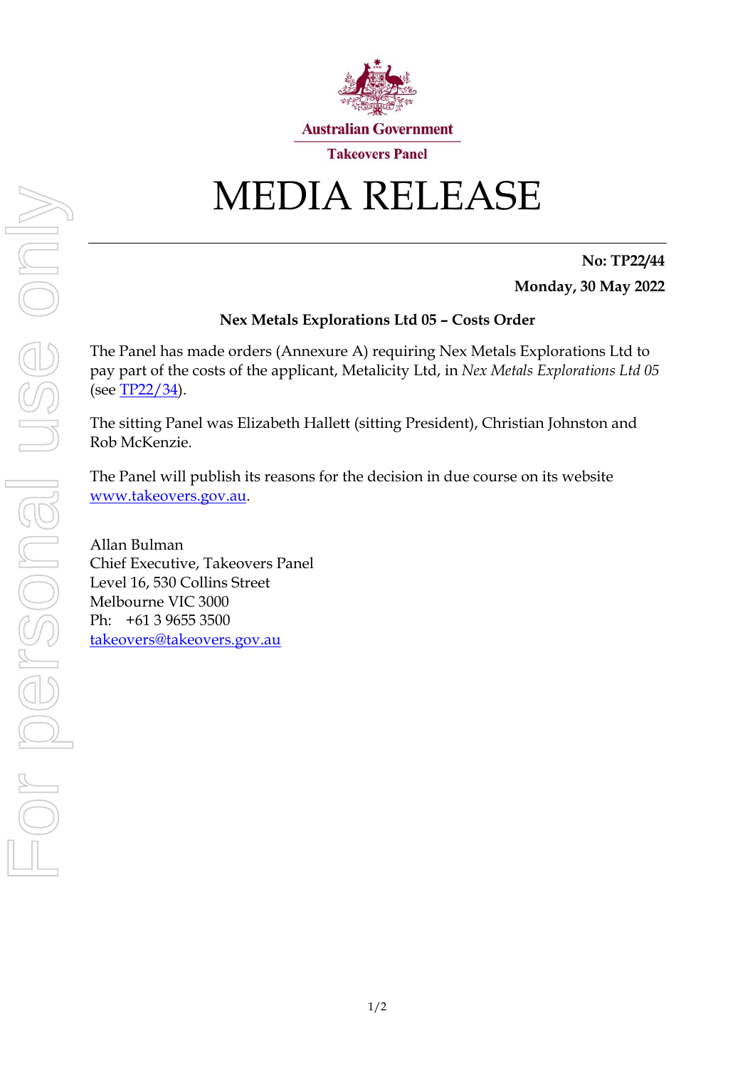Australian Government

Takeovers Panel

# MEDIA RELEASE

**No: TP22/44**

**Monday, 30 May 2022**

**Nex Metals Explorations Ltd 05 – Costs Order**

The Panel has made orders (Annexure A) requiring Nex Metals Explorations Ltd to pay part of the costs of the applicant, Metalicity Ltd, in *Nex Metals Explorations Ltd 05* (see TP22/34).

The sitting Panel was Elizabeth Hallett (sitting President), Christian Johnston and Rob McKenzie.

The Panel will publish its reasons for the decision in due course on its website www.takeovers.gov.au.

Allan Bulman
Chief Executive, Takeovers Panel
Level 16, 530 Collins Street
Melbourne VIC 3000
Ph: +61 3 9655 3500
takeovers@takeovers.gov.au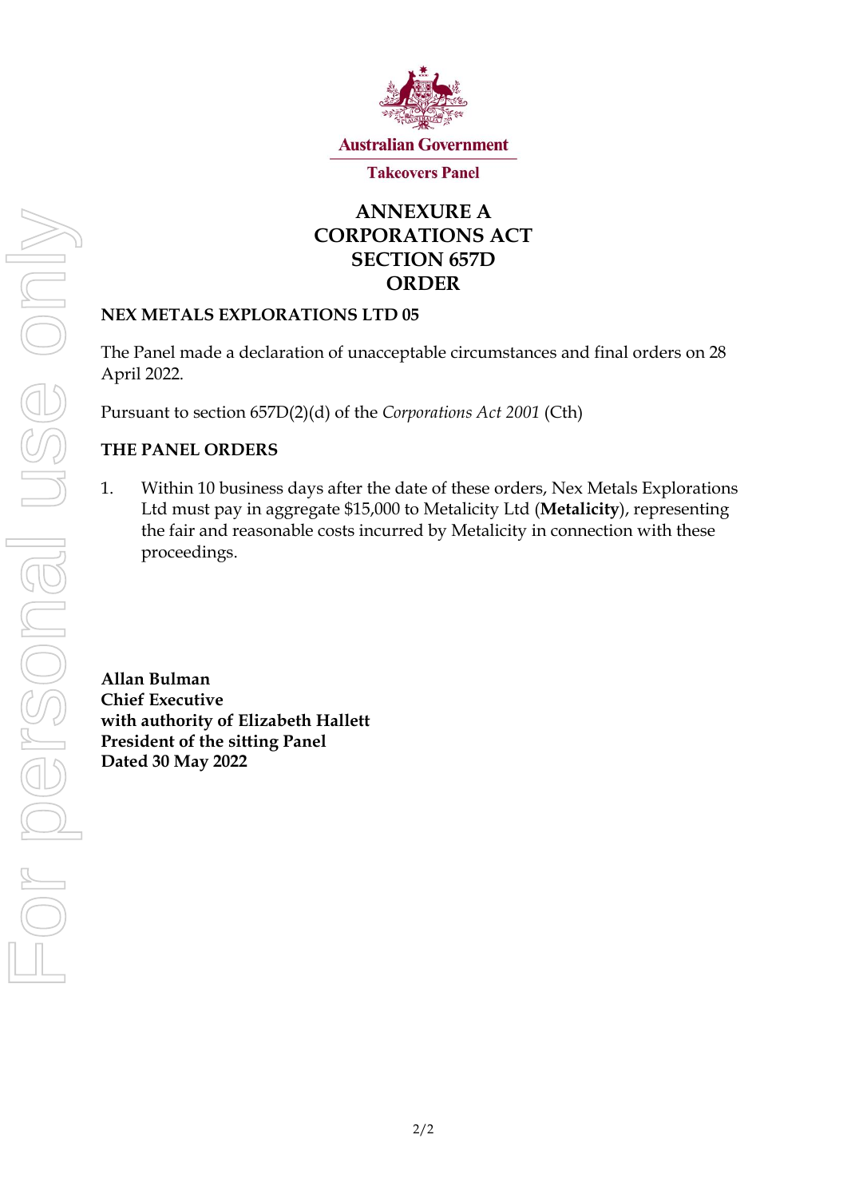Australian Government

Takeovers Panel

# ANNEXURE A
# CORPORATIONS ACT
# SECTION 657D
# ORDER

**NEX METALS EXPLORATIONS LTD 05**

The Panel made a declaration of unacceptable circumstances and final orders on 28 April 2022.

Pursuant to section 657D(2)(d) of the *Corporations Act 2001* (Cth)

**THE PANEL ORDERS**

1. Within 10 business days after the date of these orders, Nex Metals Explorations Ltd must pay in aggregate $15,000 to Metalicity Ltd (**Metalicity**), representing the fair and reasonable costs incurred by Metalicity in connection with these proceedings.

**Allan Bulman**
**Chief Executive**
**with authority of Elizabeth Hallett**
**President of the sitting Panel**
**Dated 30 May 2022**